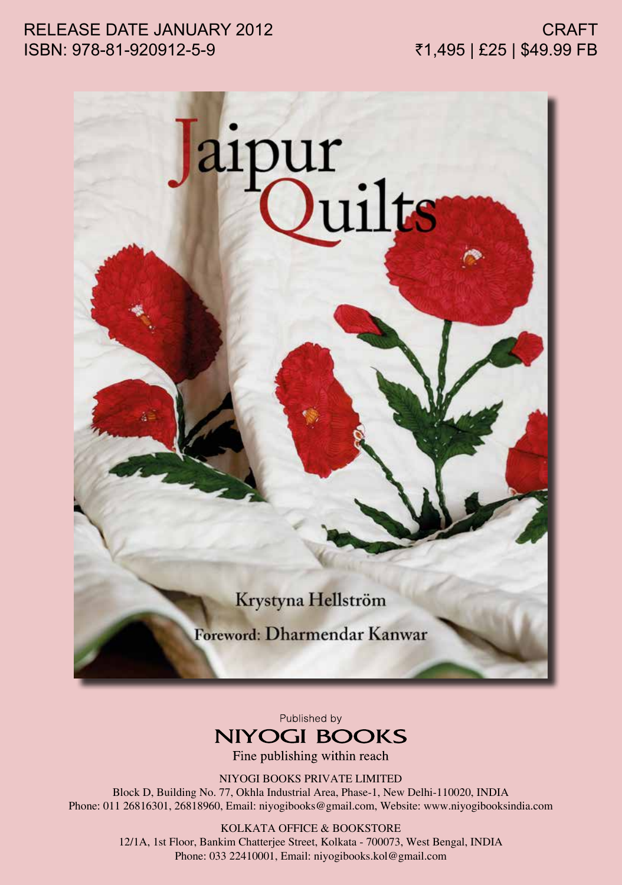RELEASE DATE JANUARY 2012
ISBN: 978-81-920912-5-9

CRAFT
₹1,495 | £25 | $49.99 FB

# Jaipur Quilts

Krystyna Hellström

Foreword: Dharmendar Kanwar

Published by

**NIYOGI BOOKS**

Fine publishing within reach

NIYOGI BOOKS PRIVATE LIMITED
Block D, Building No. 77, Okhla Industrial Area, Phase-1, New Delhi-110020, INDIA
Phone: 011 26816301, 26818960, Email: niyogibooks@gmail.com, Website: www.niyogibooksindia.com

KOLKATA OFFICE & BOOKSTORE
12/1A, 1st Floor, Bankim Chatterjee Street, Kolkata - 700073, West Bengal, INDIA
Phone: 033 22410001, Email: niyogibooks.kol@gmail.com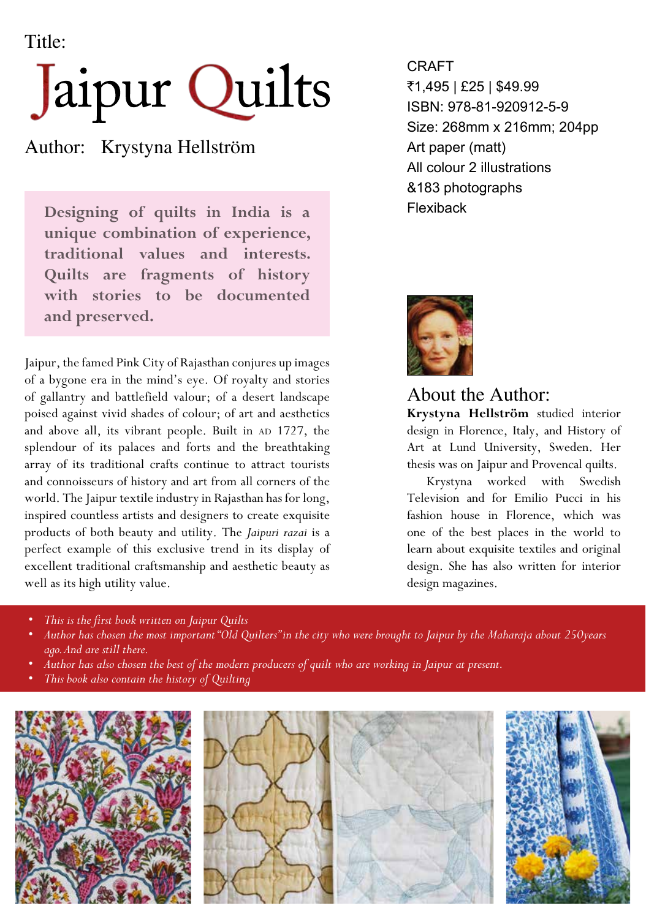Title:

# Jaipur Quilts

Author: Krystyna Hellström

CRAFT
₹1,495 | £25 | $49.99
ISBN: 978-81-920912-5-9
Size: 268mm x 216mm; 204pp
Art paper (matt)
All colour 2 illustrations
&183 photographs
Flexiback

**Designing of quilts in India is a unique combination of experience, traditional values and interests. Quilts are fragments of history with stories to be documented and preserved.**

Jaipur, the famed Pink City of Rajasthan conjures up images of a bygone era in the mind's eye. Of royalty and stories of gallantry and battlefield valour; of a desert landscape poised against vivid shades of colour; of art and aesthetics and above all, its vibrant people. Built in AD 1727, the splendour of its palaces and forts and the breathtaking array of its traditional crafts continue to attract tourists and connoisseurs of history and art from all corners of the world. The Jaipur textile industry in Rajasthan has for long, inspired countless artists and designers to create exquisite products of both beauty and utility. The *Jaipuri razai* is a perfect example of this exclusive trend in its display of excellent traditional craftsmanship and aesthetic beauty as well as its high utility value.

## About the Author:

**Krystyna Hellström** studied interior design in Florence, Italy, and History of Art at Lund University, Sweden. Her thesis was on Jaipur and Provencal quilts.

Krystyna worked with Swedish Television and for Emilio Pucci in his fashion house in Florence, which was one of the best places in the world to learn about exquisite textiles and original design. She has also written for interior design magazines.

- *This is the first book written on Jaipur Quilts*
- *Author has chosen the most important "Old Quilters" in the city who were brought to Jaipur by the Maharaja about 250years ago. And are still there.*
- *Author has also chosen the best of the modern producers of quilt who are working in Jaipur at present.*
- *This book also contain the history of Quilting*